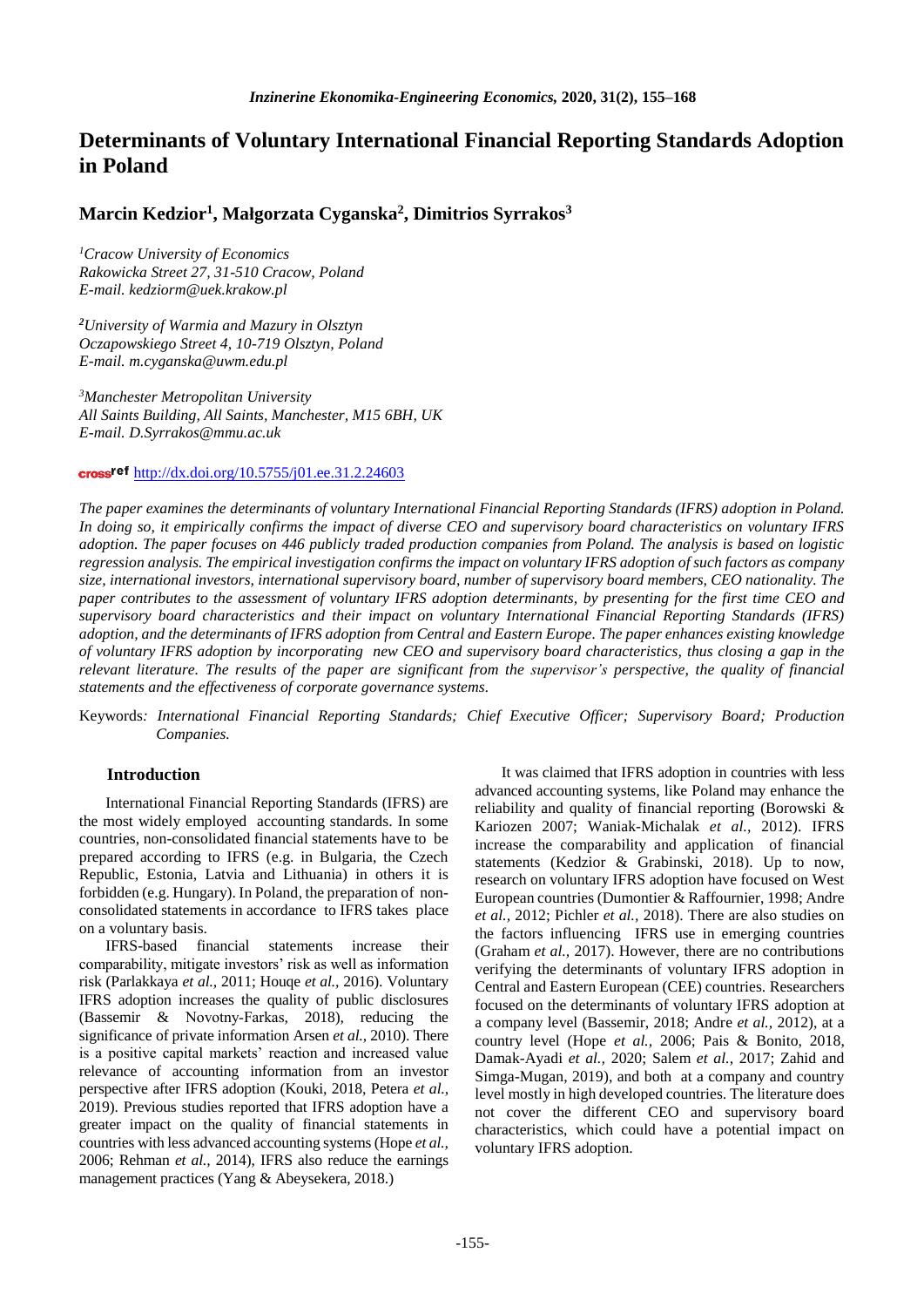# Determinants of Voluntary International Financial Reporting Standards Adoption in Poland

## Marcin Kedzior[1], Małgorzata Cyganska[2], Dimitrios Syrrakos[3]

*[1]Cracow University of Economics*
*Rakowicka Street 27, 31-510 Cracow, Poland*
*E-mail. kedziorm@uek.krakow.pl*

*[2]University of Warmia and Mazury in Olsztyn*
*Oczapowskiego Street 4, 10-719 Olsztyn, Poland*
*E-mail. m.cyganska@uwm.edu.pl*

*[3]Manchester Metropolitan University*
*All Saints Building, All Saints, Manchester, M15 6BH, UK*
*E-mail. D.Syrrakos@mmu.ac.uk*

crossref http://dx.doi.org/10.5755/j01.ee.31.2.24603

*The paper examines the determinants of voluntary International Financial Reporting Standards (IFRS) adoption in Poland. In doing so, it empirically confirms the impact of diverse CEO and supervisory board characteristics on voluntary IFRS adoption. The paper focuses on 446 publicly traded production companies from Poland. The analysis is based on logistic regression analysis. The empirical investigation confirms the impact on voluntary IFRS adoption of such factors as company size, international investors, international supervisory board, number of supervisory board members, CEO nationality. The paper contributes to the assessment of voluntary IFRS adoption determinants, by presenting for the first time CEO and supervisory board characteristics and their impact on voluntary International Financial Reporting Standards (IFRS) adoption, and the determinants of IFRS adoption from Central and Eastern Europe. The paper enhances existing knowledge of voluntary IFRS adoption by incorporating new CEO and supervisory board characteristics, thus closing a gap in the relevant literature. The results of the paper are significant from the supervisor's perspective, the quality of financial statements and the effectiveness of corporate governance systems.*

Keywords*: International Financial Reporting Standards; Chief Executive Officer; Supervisory Board; Production Companies.*

### Introduction

International Financial Reporting Standards (IFRS) are the most widely employed accounting standards. In some countries, non-consolidated financial statements have to be prepared according to IFRS (e.g. in Bulgaria, the Czech Republic, Estonia, Latvia and Lithuania) in others it is forbidden (e.g. Hungary). In Poland, the preparation of non-consolidated statements in accordance to IFRS takes place on a voluntary basis.

IFRS-based financial statements increase their comparability, mitigate investors' risk as well as information risk (Parlakkaya *et al.*, 2011; Houqe *et al.*, 2016). Voluntary IFRS adoption increases the quality of public disclosures (Bassemir & Novotny-Farkas, 2018), reducing the significance of private information Arsen *et al.*, 2010). There is a positive capital markets' reaction and increased value relevance of accounting information from an investor perspective after IFRS adoption (Kouki, 2018, Petera *et al.*, 2019). Previous studies reported that IFRS adoption have a greater impact on the quality of financial statements in countries with less advanced accounting systems (Hope *et al.*, 2006; Rehman *et al.*, 2014), IFRS also reduce the earnings management practices (Yang & Abeysekera, 2018.)

It was claimed that IFRS adoption in countries with less advanced accounting systems, like Poland may enhance the reliability and quality of financial reporting (Borowski & Kariozen 2007; Waniak-Michalak *et al.*, 2012). IFRS increase the comparability and application of financial statements (Kedzior & Grabinski, 2018). Up to now, research on voluntary IFRS adoption have focused on West European countries (Dumontier & Raffournier, 1998; Andre *et al.*, 2012; Pichler *et al.*, 2018). There are also studies on the factors influencing IFRS use in emerging countries (Graham *et al.*, 2017). However, there are no contributions verifying the determinants of voluntary IFRS adoption in Central and Eastern European (CEE) countries. Researchers focused on the determinants of voluntary IFRS adoption at a company level (Bassemir, 2018; Andre *et al.*, 2012), at a country level (Hope *et al.*, 2006; Pais & Bonito, 2018, Damak-Ayadi *et al.*, 2020; Salem *et al.*, 2017; Zahid and Simga-Mugan, 2019), and both at a company and country level mostly in high developed countries. The literature does not cover the different CEO and supervisory board characteristics, which could have a potential impact on voluntary IFRS adoption.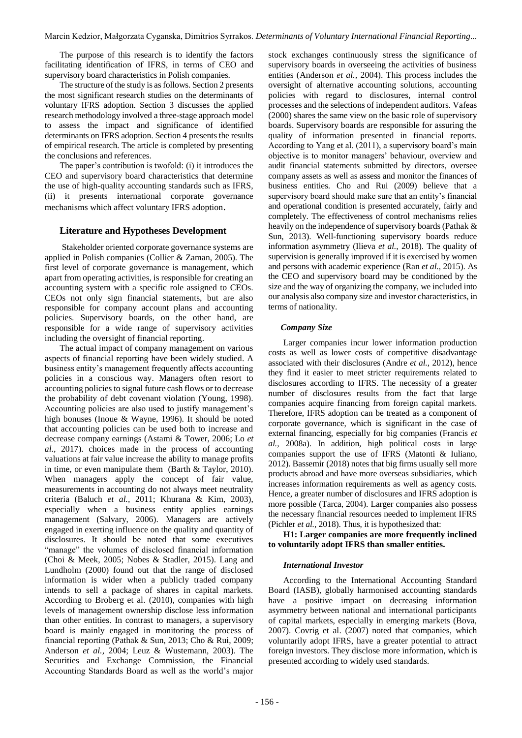The purpose of this research is to identify the factors facilitating identification of IFRS, in terms of CEO and supervisory board characteristics in Polish companies.

The structure of the study is as follows. Section 2 presents the most significant research studies on the determinants of voluntary IFRS adoption. Section 3 discusses the applied research methodology involved a three-stage approach model to assess the impact and significance of identified determinants on IFRS adoption. Section 4 presents the results of empirical research. The article is completed by presenting the conclusions and references.

The paper's contribution is twofold: (i) it introduces the CEO and supervisory board characteristics that determine the use of high-quality accounting standards such as IFRS, (ii) it presents international corporate governance mechanisms which affect voluntary IFRS adoption.

## Literature and Hypotheses Development

Stakeholder oriented corporate governance systems are applied in Polish companies (Collier & Zaman, 2005). The first level of corporate governance is management, which apart from operating activities, is responsible for creating an accounting system with a specific role assigned to CEOs. CEOs not only sign financial statements, but are also responsible for company account plans and accounting policies. Supervisory boards, on the other hand, are responsible for a wide range of supervisory activities including the oversight of financial reporting.

The actual impact of company management on various aspects of financial reporting have been widely studied. A business entity's management frequently affects accounting policies in a conscious way. Managers often resort to accounting policies to signal future cash flows or to decrease the probability of debt covenant violation (Young, 1998). Accounting policies are also used to justify management's high bonuses (Inoue & Wayne, 1996). It should be noted that accounting policies can be used both to increase and decrease company earnings (Astami & Tower, 2006; Lo *et al.,* 2017). choices made in the process of accounting valuations at fair value increase the ability to manage profits in time, or even manipulate them (Barth & Taylor, 2010). When managers apply the concept of fair value, measurements in accounting do not always meet neutrality criteria (Baluch *et al.,* 2011; Khurana & Kim, 2003), especially when a business entity applies earnings management (Salvary, 2006). Managers are actively engaged in exerting influence on the quality and quantity of disclosures. It should be noted that some executives "manage" the volumes of disclosed financial information (Choi & Meek, 2005; Nobes & Stadler, 2015). Lang and Lundholm (2000) found out that the range of disclosed information is wider when a publicly traded company intends to sell a package of shares in capital markets. According to Broberg et al. (2010), companies with high levels of management ownership disclose less information than other entities. In contrast to managers, a supervisory board is mainly engaged in monitoring the process of financial reporting (Pathak & Sun, 2013; Cho & Rui, 2009; Anderson *et al.,* 2004; Leuz & Wustemann, 2003). The Securities and Exchange Commission, the Financial Accounting Standards Board as well as the world's major stock exchanges continuously stress the significance of supervisory boards in overseeing the activities of business entities (Anderson *et al.,* 2004). This process includes the oversight of alternative accounting solutions, accounting policies with regard to disclosures, internal control processes and the selections of independent auditors. Vafeas (2000) shares the same view on the basic role of supervisory boards. Supervisory boards are responsible for assuring the quality of information presented in financial reports. According to Yang et al. (2011), a supervisory board's main objective is to monitor managers' behaviour, overview and audit financial statements submitted by directors, oversee company assets as well as assess and monitor the finances of business entities. Cho and Rui (2009) believe that a supervisory board should make sure that an entity's financial and operational condition is presented accurately, fairly and completely. The effectiveness of control mechanisms relies heavily on the independence of supervisory boards (Pathak & Sun, 2013). Well-functioning supervisory boards reduce information asymmetry (Ilieva *et al.,* 2018). The quality of supervision is generally improved if it is exercised by women and persons with academic experience (Ran *et al.,* 2015). As the CEO and supervisory board may be conditioned by the size and the way of organizing the company, we included into our analysis also company size and investor characteristics, in terms of nationality.

### *Company Size*

Larger companies incur lower information production costs as well as lower costs of competitive disadvantage associated with their disclosures (Andre *et al.,* 2012), hence they find it easier to meet stricter requirements related to disclosures according to IFRS. The necessity of a greater number of disclosures results from the fact that large companies acquire financing from foreign capital markets. Therefore, IFRS adoption can be treated as a component of corporate governance, which is significant in the case of external financing, especially for big companies (Francis *et al.,* 2008a). In addition, high political costs in large companies support the use of IFRS (Matonti & Iuliano, 2012). Bassemir (2018) notes that big firms usually sell more products abroad and have more overseas subsidiaries, which increases information requirements as well as agency costs. Hence, a greater number of disclosures and IFRS adoption is more possible (Tarca, 2004). Larger companies also possess the necessary financial resources needed to implement IFRS (Pichler *et al.,* 2018). Thus, it is hypothesized that:

**H1: Larger companies are more frequently inclined to voluntarily adopt IFRS than smaller entities.**

### *International Investor*

According to the International Accounting Standard Board (IASB), globally harmonised accounting standards have a positive impact on decreasing information asymmetry between national and international participants of capital markets, especially in emerging markets (Bova, 2007). Covrig et al. (2007) noted that companies, which voluntarily adopt IFRS, have a greater potential to attract foreign investors. They disclose more information, which is presented according to widely used standards.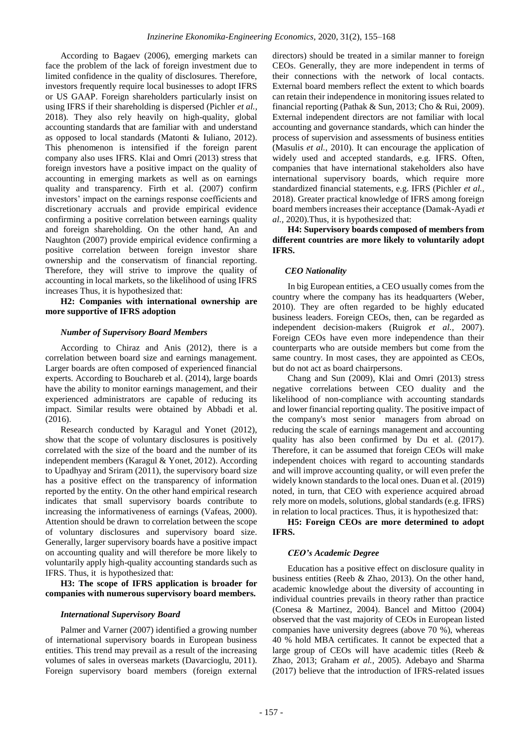According to Bagaev (2006), emerging markets can face the problem of the lack of foreign investment due to limited confidence in the quality of disclosures. Therefore, investors frequently require local businesses to adopt IFRS or US GAAP. Foreign shareholders particularly insist on using IFRS if their shareholding is dispersed (Pichler *et al.*, 2018). They also rely heavily on high-quality, global accounting standards that are familiar with and understand as opposed to local standards (Matonti & Iuliano, 2012). This phenomenon is intensified if the foreign parent company also uses IFRS. Klai and Omri (2013) stress that foreign investors have a positive impact on the quality of accounting in emerging markets as well as on earnings quality and transparency. Firth et al. (2007) confirm investors' impact on the earnings response coefficients and discretionary accruals and provide empirical evidence confirming a positive correlation between earnings quality and foreign shareholding. On the other hand, An and Naughton (2007) provide empirical evidence confirming a positive correlation between foreign investor share ownership and the conservatism of financial reporting. Therefore, they will strive to improve the quality of accounting in local markets, so the likelihood of using IFRS increases Thus, it is hypothesized that:

**H2: Companies with international ownership are more supportive of IFRS adoption**

### *Number of Supervisory Board Members*

According to Chiraz and Anis (2012), there is a correlation between board size and earnings management. Larger boards are often composed of experienced financial experts. According to Bouchareb et al. (2014), large boards have the ability to monitor earnings management, and their experienced administrators are capable of reducing its impact. Similar results were obtained by Abbadi et al. (2016).

Research conducted by Karagul and Yonet (2012), show that the scope of voluntary disclosures is positively correlated with the size of the board and the number of its independent members (Karagul & Yonet, 2012). According to Upadhyay and Sriram (2011), the supervisory board size has a positive effect on the transparency of information reported by the entity. On the other hand empirical research indicates that small supervisory boards contribute to increasing the informativeness of earnings (Vafeas, 2000). Attention should be drawn to correlation between the scope of voluntary disclosures and supervisory board size. Generally, larger supervisory boards have a positive impact on accounting quality and will therefore be more likely to voluntarily apply high-quality accounting standards such as IFRS. Thus, it is hypothesized that:

**H3: The scope of IFRS application is broader for companies with numerous supervisory board members.**

### *International Supervisory Board*

Palmer and Varner (2007) identified a growing number of international supervisory boards in European business entities. This trend may prevail as a result of the increasing volumes of sales in overseas markets (Davarcioglu, 2011). Foreign supervisory board members (foreign external directors) should be treated in a similar manner to foreign CEOs. Generally, they are more independent in terms of their connections with the network of local contacts. External board members reflect the extent to which boards can retain their independence in monitoring issues related to financial reporting (Pathak & Sun, 2013; Cho & Rui, 2009). External independent directors are not familiar with local accounting and governance standards, which can hinder the process of supervision and assessments of business entities (Masulis *et al.*, 2010). It can encourage the application of widely used and accepted standards, e.g. IFRS. Often, companies that have international stakeholders also have international supervisory boards, which require more standardized financial statements, e.g. IFRS (Pichler *et al.*, 2018). Greater practical knowledge of IFRS among foreign board members increases their acceptance (Damak-Ayadi *et al.*, 2020).Thus, it is hypothesized that:

**H4: Supervisory boards composed of members from different countries are more likely to voluntarily adopt IFRS.**

### *CEO Nationality*

In big European entities, a CEO usually comes from the country where the company has its headquarters (Weber, 2010). They are often regarded to be highly educated business leaders. Foreign CEOs, then, can be regarded as independent decision-makers (Ruigrok *et al.*, 2007). Foreign CEOs have even more independence than their counterparts who are outside members but come from the same country. In most cases, they are appointed as CEOs, but do not act as board chairpersons.

Chang and Sun (2009), Klai and Omri (2013) stress negative correlations between CEO duality and the likelihood of non-compliance with accounting standards and lower financial reporting quality. The positive impact of the company's most senior managers from abroad on reducing the scale of earnings management and accounting quality has also been confirmed by Du et al. (2017). Therefore, it can be assumed that foreign CEOs will make independent choices with regard to accounting standards and will improve accounting quality, or will even prefer the widely known standards to the local ones. Duan et al. (2019) noted, in turn, that CEO with experience acquired abroad rely more on models, solutions, global standards (e.g. IFRS) in relation to local practices. Thus, it is hypothesized that:

**H5: Foreign CEOs are more determined to adopt IFRS.**

### *CEO's Academic Degree*

Education has a positive effect on disclosure quality in business entities (Reeb & Zhao, 2013). On the other hand, academic knowledge about the diversity of accounting in individual countries prevails in theory rather than practice (Conesa & Martinez, 2004). Bancel and Mittoo (2004) observed that the vast majority of CEOs in European listed companies have university degrees (above 70 %), whereas 40 % hold MBA certificates. It cannot be expected that a large group of CEOs will have academic titles (Reeb & Zhao, 2013; Graham *et al.*, 2005). Adebayo and Sharma (2017) believe that the introduction of IFRS-related issues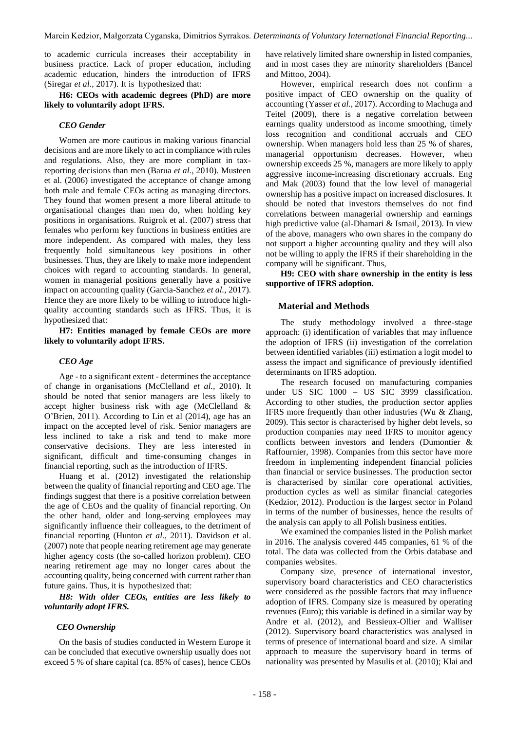to academic curricula increases their acceptability in business practice. Lack of proper education, including academic education, hinders the introduction of IFRS (Siregar *et al.,* 2017). It is hypothesized that:

**H6: CEOs with academic degrees (PhD) are more likely to voluntarily adopt IFRS.**

### *CEO Gender*

Women are more cautious in making various financial decisions and are more likely to act in compliance with rules and regulations. Also, they are more compliant in tax-reporting decisions than men (Barua *et al.,* 2010). Musteen et al. (2006) investigated the acceptance of change among both male and female CEOs acting as managing directors. They found that women present a more liberal attitude to organisational changes than men do, when holding key positions in organisations. Ruigrok et al. (2007) stress that females who perform key functions in business entities are more independent. As compared with males, they less frequently hold simultaneous key positions in other businesses. Thus, they are likely to make more independent choices with regard to accounting standards. In general, women in managerial positions generally have a positive impact on accounting quality (Garcia-Sanchez *et al.,* 2017). Hence they are more likely to be willing to introduce high-quality accounting standards such as IFRS. Thus, it is hypothesized that:

**H7: Entities managed by female CEOs are more likely to voluntarily adopt IFRS.**

### *CEO Age*

Age - to a significant extent - determines the acceptance of change in organisations (McClelland *et al.,* 2010). It should be noted that senior managers are less likely to accept higher business risk with age (McClelland & O'Brien, 2011). According to Lin et al (2014), age has an impact on the accepted level of risk. Senior managers are less inclined to take a risk and tend to make more conservative decisions. They are less interested in significant, difficult and time-consuming changes in financial reporting, such as the introduction of IFRS.

Huang et al. (2012) investigated the relationship between the quality of financial reporting and CEO age. The findings suggest that there is a positive correlation between the age of CEOs and the quality of financial reporting. On the other hand, older and long-serving employees may significantly influence their colleagues, to the detriment of financial reporting (Hunton *et al.,* 2011). Davidson et al. (2007) note that people nearing retirement age may generate higher agency costs (the so-called horizon problem). CEO nearing retirement age may no longer cares about the accounting quality, being concerned with current rather than future gains. Thus, it is hypothesized that:

***H8: With older CEOs, entities are less likely to voluntarily adopt IFRS.***

### *CEO Ownership*

On the basis of studies conducted in Western Europe it can be concluded that executive ownership usually does not exceed 5 % of share capital (ca. 85% of cases), hence CEOs have relatively limited share ownership in listed companies, and in most cases they are minority shareholders (Bancel and Mittoo, 2004).

However, empirical research does not confirm a positive impact of CEO ownership on the quality of accounting (Yasser *et al.,* 2017). According to Machuga and Teitel (2009), there is a negative correlation between earnings quality understood as income smoothing, timely loss recognition and conditional accruals and CEO ownership. When managers hold less than 25 % of shares, managerial opportunism decreases. However, when ownership exceeds 25 %, managers are more likely to apply aggressive income-increasing discretionary accruals. Eng and Mak (2003) found that the low level of managerial ownership has a positive impact on increased disclosures. It should be noted that investors themselves do not find correlations between managerial ownership and earnings high predictive value (al-Dhamari & Ismail, 2013). In view of the above, managers who own shares in the company do not support a higher accounting quality and they will also not be willing to apply the IFRS if their shareholding in the company will be significant. Thus,

**H9: CEO with share ownership in the entity is less supportive of IFRS adoption.**

## Material and Methods

The study methodology involved a three-stage approach: (i) identification of variables that may influence the adoption of IFRS (ii) investigation of the correlation between identified variables (iii) estimation a logit model to assess the impact and significance of previously identified determinants on IFRS adoption.

The research focused on manufacturing companies under US SIC 1000 – US SIC 3999 classification. According to other studies, the production sector applies IFRS more frequently than other industries (Wu & Zhang, 2009). This sector is characterised by higher debt levels, so production companies may need IFRS to monitor agency conflicts between investors and lenders (Dumontier & Raffournier, 1998). Companies from this sector have more freedom in implementing independent financial policies than financial or service businesses. The production sector is characterised by similar core operational activities, production cycles as well as similar financial categories (Kedzior, 2012). Production is the largest sector in Poland in terms of the number of businesses, hence the results of the analysis can apply to all Polish business entities.

We examined the companies listed in the Polish market in 2016. The analysis covered 445 companies, 61 % of the total. The data was collected from the Orbis database and companies websites.

Company size, presence of international investor, supervisory board characteristics and CEO characteristics were considered as the possible factors that may influence adoption of IFRS. Company size is measured by operating revenues (Euro); this variable is defined in a similar way by Andre et al. (2012), and Bessieux-Ollier and Walliser (2012). Supervisory board characteristics was analysed in terms of presence of international board and size. A similar approach to measure the supervisory board in terms of nationality was presented by Masulis et al. (2010); Klai and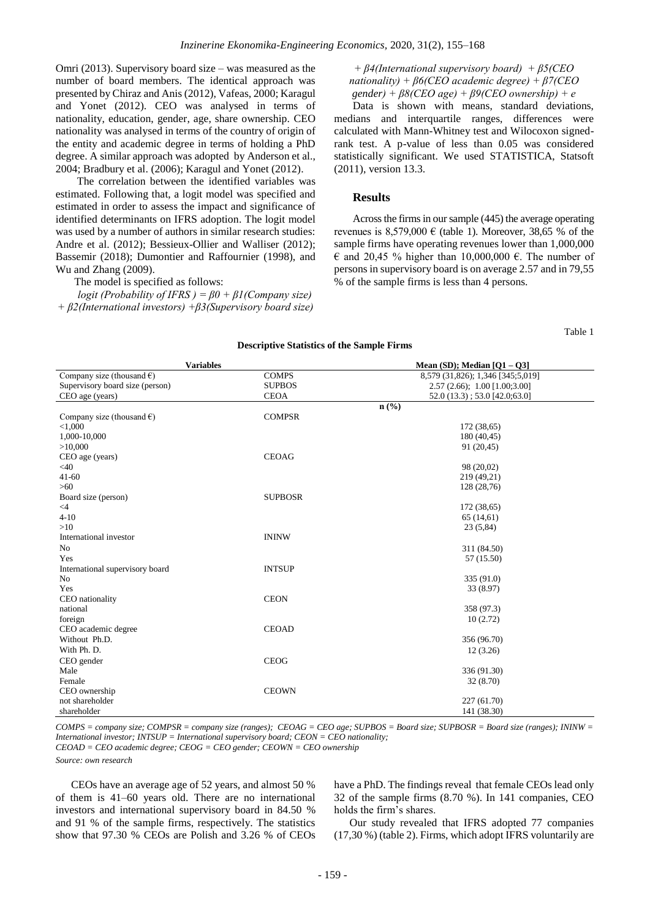Omri (2013). Supervisory board size – was measured as the number of board members. The identical approach was presented by Chiraz and Anis (2012), Vafeas, 2000; Karagul and Yonet (2012). CEO was analysed in terms of nationality, education, gender, age, share ownership. CEO nationality was analysed in terms of the country of origin of the entity and academic degree in terms of holding a PhD degree. A similar approach was adopted by Anderson et al., 2004; Bradbury et al. (2006); Karagul and Yonet (2012).

The correlation between the identified variables was estimated. Following that, a logit model was specified and estimated in order to assess the impact and significance of identified determinants on IFRS adoption. The logit model was used by a number of authors in similar research studies: Andre et al. (2012); Bessieux-Ollier and Walliser (2012); Bassemir (2018); Dumontier and Raffournier (1998), and Wu and Zhang (2009).

The model is specified as follows:

*logit (Probability of IFRS ) = β0 + β1(Company size) + β2(International investors) +β3(Supervisory board size) + β4(International supervisory board) + β5(CEO nationality) + β6(CEO academic degree) + β7(CEO gender) + β8(CEO age) + β9(CEO ownership) + e*

Data is shown with means, standard deviations, medians and interquartile ranges, differences were calculated with Mann-Whitney test and Wilocoxon signed-rank test. A p-value of less than 0.05 was considered statistically significant. We used STATISTICA, Statsoft (2011), version 13.3.

## Results

Across the firms in our sample (445) the average operating revenues is 8,579,000 € (table 1). Moreover, 38,65 % of the sample firms have operating revenues lower than 1,000,000 € and 20,45 % higher than 10,000,000 €. The number of persons in supervisory board is on average 2.57 and in 79,55 % of the sample firms is less than 4 persons.

Table 1

**Descriptive Statistics of the Sample Firms**

| Variables | | Mean (SD); Median [Q1 – Q3] |
|---|---|---|
| Company size (thousand €) | COMPS | 8,579 (31,826); 1,346 [345;5,019] |
| Supervisory board size (person) | SUPBOS | 2.57 (2.66); 1.00 [1.00;3.00] |
| CEO age (years) | CEOA | 52.0 (13.3) ; 53.0 [42.0;63.0] |
| | | n (%) |
| Company size (thousand €) | COMPSR | |
| <1,000 | | 172 (38,65) |
| 1,000-10,000 | | 180 (40,45) |
| >10,000 | | 91 (20,45) |
| CEO age (years) | CEOAG | |
| <40 | | 98 (20,02) |
| 41-60 | | 219 (49,21) |
| >60 | | 128 (28,76) |
| Board size (person) | SUPBOSR | |
| <4 | | 172 (38,65) |
| 4-10 | | 65 (14,61) |
| >10 | | 23 (5,84) |
| International investor | ININW | |
| No | | 311 (84.50) |
| Yes | | 57 (15.50) |
| International supervisory board | INTSUP | |
| No | | 335 (91.0) |
| Yes | | 33 (8.97) |
| CEO nationality | CEON | |
| national | | 358 (97.3) |
| foreign | | 10 (2.72) |
| CEO academic degree | CEOAD | |
| Without Ph.D. | | 356 (96.70) |
| With Ph. D. | | 12 (3.26) |
| CEO gender | CEOG | |
| Male | | 336 (91.30) |
| Female | | 32 (8.70) |
| CEO ownership | CEOWN | |
| not shareholder | | 227 (61.70) |
| shareholder | | 141 (38.30) |

*COMPS = company size; COMPSR = company size (ranges); CEOAG = CEO age; SUPBOS = Board size; SUPBOSR = Board size (ranges); ININW = International investor; INTSUP = International supervisory board; CEON = CEO nationality; CEOAD = CEO academic degree; CEOG = CEO gender; CEOWN = CEO ownership*

*Source: own research*

CEOs have an average age of 52 years, and almost 50 % of them is 41–60 years old. There are no international investors and international supervisory board in 84.50 % and 91 % of the sample firms, respectively. The statistics show that 97.30 % CEOs are Polish and 3.26 % of CEOs have a PhD. The findings reveal that female CEOs lead only 32 of the sample firms (8.70 %). In 141 companies, CEO holds the firm's shares.

Our study revealed that IFRS adopted 77 companies (17,30 %) (table 2). Firms, which adopt IFRS voluntarily are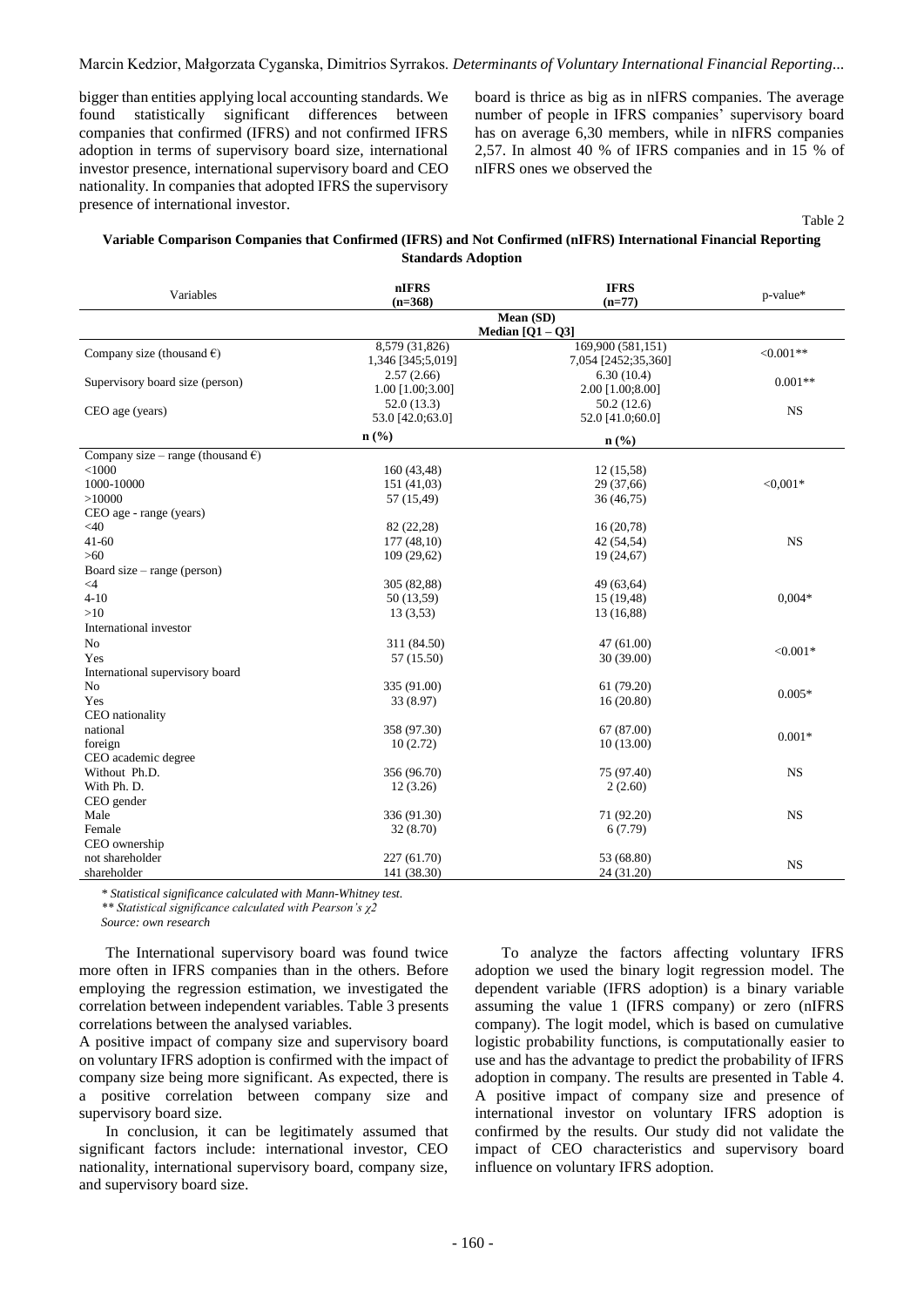bigger than entities applying local accounting standards. We found statistically significant differences between companies that confirmed (IFRS) and not confirmed IFRS adoption in terms of supervisory board size, international investor presence, international supervisory board and CEO nationality. In companies that adopted IFRS the supervisory board is thrice as big as in nIFRS companies. The average number of people in IFRS companies' supervisory board has on average 6,30 members, while in nIFRS companies 2,57. In almost 40 % of IFRS companies and in 15 % of nIFRS ones we observed the presence of international investor.

Table 2

**Variable Comparison Companies that Confirmed (IFRS) and Not Confirmed (nIFRS) International Financial Reporting Standards Adoption**

| Variables | nIFRS (n=368) | IFRS (n=77) | p-value* |
|---|---|---|---|
| | **Mean (SD) Median [Q1 – Q3]** | | |
| Company size (thousand €) | 8,579 (31,826) 1,346 [345;5,019] | 169,900 (581,151) 7,054 [2452;35,360] | <0.001** |
| Supervisory board size (person) | 2.57 (2.66) 1.00 [1.00;3.00] | 6.30 (10.4) 2.00 [1.00;8.00] | 0.001** |
| CEO age (years) | 52.0 (13.3) 53.0 [42.0;63.0] | 50.2 (12.6) 52.0 [41.0;60.0] | NS |
| | **n (%)** | **n (%)** | |
| Company size – range (thousand €) | | | |
| <1000 | 160 (43,48) | 12 (15,58) | |
| 1000-10000 | 151 (41,03) | 29 (37,66) | <0,001* |
| >10000 | 57 (15,49) | 36 (46,75) | |
| CEO age - range (years) | | | |
| <40 | 82 (22,28) | 16 (20,78) | |
| 41-60 | 177 (48,10) | 42 (54,54) | NS |
| >60 | 109 (29,62) | 19 (24,67) | |
| Board size – range (person) | | | |
| <4 | 305 (82,88) | 49 (63,64) | |
| 4-10 | 50 (13,59) | 15 (19,48) | 0,004* |
| >10 | 13 (3,53) | 13 (16,88) | |
| International investor | | | |
| No | 311 (84.50) | 47 (61.00) | <0.001* |
| Yes | 57 (15.50) | 30 (39.00) | |
| International supervisory board | | | |
| No | 335 (91.00) | 61 (79.20) | 0.005* |
| Yes | 33 (8.97) | 16 (20.80) | |
| CEO nationality | | | |
| national | 358 (97.30) | 67 (87.00) | 0.001* |
| foreign | 10 (2.72) | 10 (13.00) | |
| CEO academic degree | | | |
| Without Ph.D. | 356 (96.70) | 75 (97.40) | NS |
| With Ph. D. | 12 (3.26) | 2 (2.60) | |
| CEO gender | | | |
| Male | 336 (91.30) | 71 (92.20) | NS |
| Female | 32 (8.70) | 6 (7.79) | |
| CEO ownership | | | |
| not shareholder | 227 (61.70) | 53 (68.80) | NS |
| shareholder | 141 (38.30) | 24 (31.20) | |

*\* Statistical significance calculated with Mann-Whitney test.*

*\*\* Statistical significance calculated with Pearson's $\chi 2$*

*Source: own research*

The International supervisory board was found twice more often in IFRS companies than in the others. Before employing the regression estimation, we investigated the correlation between independent variables. Table 3 presents correlations between the analysed variables.

A positive impact of company size and supervisory board on voluntary IFRS adoption is confirmed with the impact of company size being more significant. As expected, there is a positive correlation between company size and supervisory board size.

In conclusion, it can be legitimately assumed that significant factors include: international investor, CEO nationality, international supervisory board, company size, and supervisory board size.

To analyze the factors affecting voluntary IFRS adoption we used the binary logit regression model. The dependent variable (IFRS adoption) is a binary variable assuming the value 1 (IFRS company) or zero (nIFRS company). The logit model, which is based on cumulative logistic probability functions, is computationally easier to use and has the advantage to predict the probability of IFRS adoption in company. The results are presented in Table 4. A positive impact of company size and presence of international investor on voluntary IFRS adoption is confirmed by the results. Our study did not validate the impact of CEO characteristics and supervisory board influence on voluntary IFRS adoption.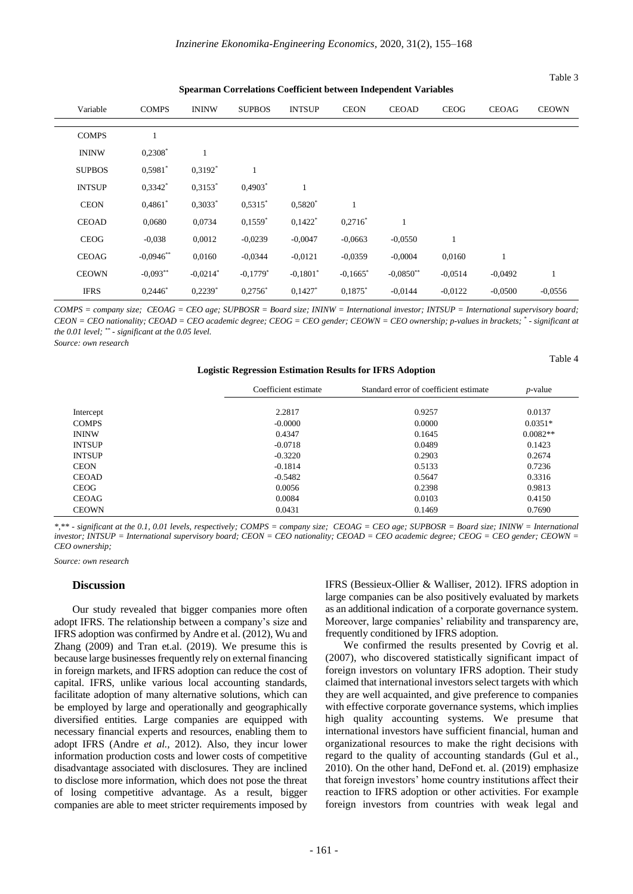Table 3

**Spearman Correlations Coefficient between Independent Variables**

| Variable | COMPS | ININW | SUPBOS | INTSUP | CEON | CEOAD | CEOG | CEOAG | CEOWN |
|---|---|---|---|---|---|---|---|---|---|
| COMPS | 1 | | | | | | | | |
| ININW | 0,2308* | 1 | | | | | | | |
| SUPBOS | 0,5981* | 0,3192* | 1 | | | | | | |
| INTSUP | 0,3342* | 0,3153* | 0,4903* | 1 | | | | | |
| CEON | 0,4861* | 0,3033* | 0,5315* | 0,5820* | 1 | | | | |
| CEOAD | 0,0680 | 0,0734 | 0,1559* | 0,1422* | 0,2716* | 1 | | | |
| CEOG | -0,038 | 0,0012 | -0,0239 | -0,0047 | -0,0663 | -0,0550 | 1 | | |
| CEOAG | -0,0946** | 0,0160 | -0,0344 | -0,0121 | -0,0359 | -0,0004 | 0,0160 | 1 | |
| CEOWN | -0,093** | -0,0214* | -0,1779* | -0,1801* | -0,1665* | -0,0850** | -0,0514 | -0,0492 | 1 |
| IFRS | 0,2446* | 0,2239* | 0,2756* | 0,1427* | 0,1875* | -0,0144 | -0,0122 | -0,0500 | -0,0556 |

*COMPS = company size; CEOAG = CEO age; SUPBOSR = Board size; ININW = International investor; INTSUP = International supervisory board; CEON = CEO nationality; CEOAD = CEO academic degree; CEOG = CEO gender; CEOWN = CEO ownership; p-values in brackets; * - significant at the 0.01 level; ** - significant at the 0.05 level.*

*Source: own research*

Table 4

**Logistic Regression Estimation Results for IFRS Adoption**

| | Coefficient estimate | Standard error of coefficient estimate | *p*-value |
|---|---|---|---|
| Intercept | 2.2817 | 0.9257 | 0.0137 |
| COMPS | -0.0000 | 0.0000 | 0.0351* |
| ININW | 0.4347 | 0.1645 | 0.0082** |
| INTSUP | -0.0718 | 0.0489 | 0.1423 |
| INTSUP | -0.3220 | 0.2903 | 0.2674 |
| CEON | -0.1814 | 0.5133 | 0.7236 |
| CEOAD | -0.5482 | 0.5647 | 0.3316 |
| CEOG | 0.0056 | 0.2398 | 0.9813 |
| CEOAG | 0.0084 | 0.0103 | 0.4150 |
| CEOWN | 0.0431 | 0.1469 | 0.7690 |

**,** - significant at the 0.1, 0.01 levels, respectively; COMPS = company size; CEOAG = CEO age; SUPBOSR = Board size; ININW = International investor; INTSUP = International supervisory board; CEON = CEO nationality; CEOAD = CEO academic degree; CEOG = CEO gender; CEOWN = CEO ownership;*

*Source: own research*

## Discussion

Our study revealed that bigger companies more often adopt IFRS. The relationship between a company's size and IFRS adoption was confirmed by Andre et al. (2012), Wu and Zhang (2009) and Tran et.al. (2019). We presume this is because large businesses frequently rely on external financing in foreign markets, and IFRS adoption can reduce the cost of capital. IFRS, unlike various local accounting standards, facilitate adoption of many alternative solutions, which can be employed by large and operationally and geographically diversified entities. Large companies are equipped with necessary financial experts and resources, enabling them to adopt IFRS (Andre *et al.*, 2012). Also, they incur lower information production costs and lower costs of competitive disadvantage associated with disclosures. They are inclined to disclose more information, which does not pose the threat of losing competitive advantage. As a result, bigger companies are able to meet stricter requirements imposed by IFRS (Bessieux-Ollier & Walliser, 2012). IFRS adoption in large companies can be also positively evaluated by markets as an additional indication of a corporate governance system. Moreover, large companies' reliability and transparency are, frequently conditioned by IFRS adoption.

We confirmed the results presented by Covrig et al. (2007), who discovered statistically significant impact of foreign investors on voluntary IFRS adoption. Their study claimed that international investors select targets with which they are well acquainted, and give preference to companies with effective corporate governance systems, which implies high quality accounting systems. We presume that international investors have sufficient financial, human and organizational resources to make the right decisions with regard to the quality of accounting standards (Gul et al., 2010). On the other hand, DeFond et. al. (2019) emphasize that foreign investors' home country institutions affect their reaction to IFRS adoption or other activities. For example foreign investors from countries with weak legal and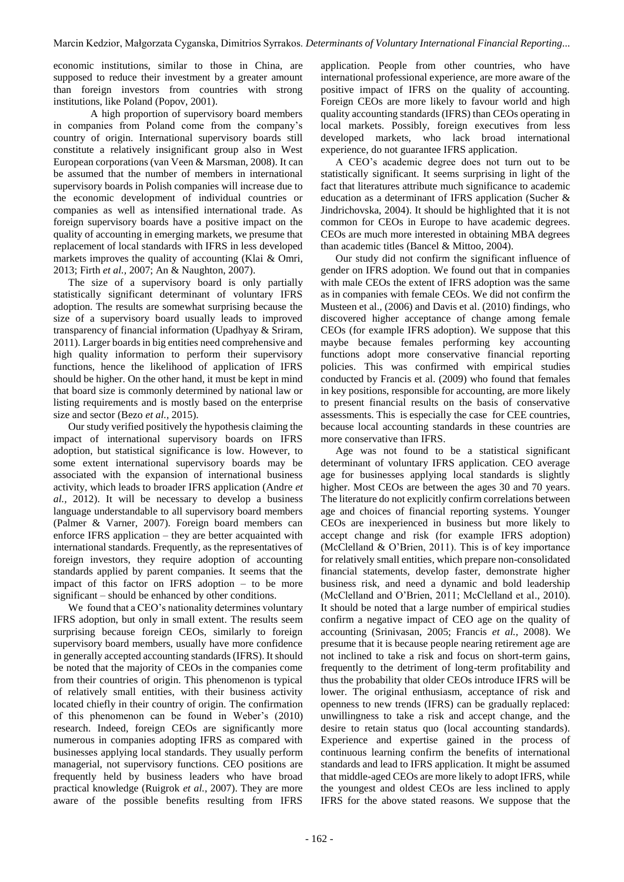economic institutions, similar to those in China, are supposed to reduce their investment by a greater amount than foreign investors from countries with strong institutions, like Poland (Popov, 2001).

A high proportion of supervisory board members in companies from Poland come from the company's country of origin. International supervisory boards still constitute a relatively insignificant group also in West European corporations (van Veen & Marsman, 2008). It can be assumed that the number of members in international supervisory boards in Polish companies will increase due to the economic development of individual countries or companies as well as intensified international trade. As foreign supervisory boards have a positive impact on the quality of accounting in emerging markets, we presume that replacement of local standards with IFRS in less developed markets improves the quality of accounting (Klai & Omri, 2013; Firth *et al.*, 2007; An & Naughton, 2007).

The size of a supervisory board is only partially statistically significant determinant of voluntary IFRS adoption. The results are somewhat surprising because the size of a supervisory board usually leads to improved transparency of financial information (Upadhyay & Sriram, 2011). Larger boards in big entities need comprehensive and high quality information to perform their supervisory functions, hence the likelihood of application of IFRS should be higher. On the other hand, it must be kept in mind that board size is commonly determined by national law or listing requirements and is mostly based on the enterprise size and sector (Bezo *et al.*, 2015).

Our study verified positively the hypothesis claiming the impact of international supervisory boards on IFRS adoption, but statistical significance is low. However, to some extent international supervisory boards may be associated with the expansion of international business activity, which leads to broader IFRS application (Andre *et al.*, 2012). It will be necessary to develop a business language understandable to all supervisory board members (Palmer & Varner, 2007). Foreign board members can enforce IFRS application – they are better acquainted with international standards. Frequently, as the representatives of foreign investors, they require adoption of accounting standards applied by parent companies. It seems that the impact of this factor on IFRS adoption – to be more significant – should be enhanced by other conditions.

We found that a CEO's nationality determines voluntary IFRS adoption, but only in small extent. The results seem surprising because foreign CEOs, similarly to foreign supervisory board members, usually have more confidence in generally accepted accounting standards (IFRS). It should be noted that the majority of CEOs in the companies come from their countries of origin. This phenomenon is typical of relatively small entities, with their business activity located chiefly in their country of origin. The confirmation of this phenomenon can be found in Weber's (2010) research. Indeed, foreign CEOs are significantly more numerous in companies adopting IFRS as compared with businesses applying local standards. They usually perform managerial, not supervisory functions. CEO positions are frequently held by business leaders who have broad practical knowledge (Ruigrok *et al.*, 2007). They are more aware of the possible benefits resulting from IFRS application. People from other countries, who have international professional experience, are more aware of the positive impact of IFRS on the quality of accounting. Foreign CEOs are more likely to favour world and high quality accounting standards (IFRS) than CEOs operating in local markets. Possibly, foreign executives from less developed markets, who lack broad international experience, do not guarantee IFRS application.

A CEO's academic degree does not turn out to be statistically significant. It seems surprising in light of the fact that literatures attribute much significance to academic education as a determinant of IFRS application (Sucher & Jindrichovska, 2004). It should be highlighted that it is not common for CEOs in Europe to have academic degrees. CEOs are much more interested in obtaining MBA degrees than academic titles (Bancel & Mittoo, 2004).

Our study did not confirm the significant influence of gender on IFRS adoption. We found out that in companies with male CEOs the extent of IFRS adoption was the same as in companies with female CEOs. We did not confirm the Musteen et al., (2006) and Davis et al. (2010) findings, who discovered higher acceptance of change among female CEOs (for example IFRS adoption). We suppose that this maybe because females performing key accounting functions adopt more conservative financial reporting policies. This was confirmed with empirical studies conducted by Francis et al. (2009) who found that females in key positions, responsible for accounting, are more likely to present financial results on the basis of conservative assessments. This is especially the case for CEE countries, because local accounting standards in these countries are more conservative than IFRS.

Age was not found to be a statistical significant determinant of voluntary IFRS application. CEO average age for businesses applying local standards is slightly higher. Most CEOs are between the ages 30 and 70 years. The literature do not explicitly confirm correlations between age and choices of financial reporting systems. Younger CEOs are inexperienced in business but more likely to accept change and risk (for example IFRS adoption) (McClelland & O'Brien, 2011). This is of key importance for relatively small entities, which prepare non-consolidated financial statements, develop faster, demonstrate higher business risk, and need a dynamic and bold leadership (McClelland and O'Brien, 2011; McClelland et al., 2010). It should be noted that a large number of empirical studies confirm a negative impact of CEO age on the quality of accounting (Srinivasan, 2005; Francis *et al.*, 2008). We presume that it is because people nearing retirement age are not inclined to take a risk and focus on short-term gains, frequently to the detriment of long-term profitability and thus the probability that older CEOs introduce IFRS will be lower. The original enthusiasm, acceptance of risk and openness to new trends (IFRS) can be gradually replaced: unwillingness to take a risk and accept change, and the desire to retain status quo (local accounting standards). Experience and expertise gained in the process of continuous learning confirm the benefits of international standards and lead to IFRS application. It might be assumed that middle-aged CEOs are more likely to adopt IFRS, while the youngest and oldest CEOs are less inclined to apply IFRS for the above stated reasons. We suppose that the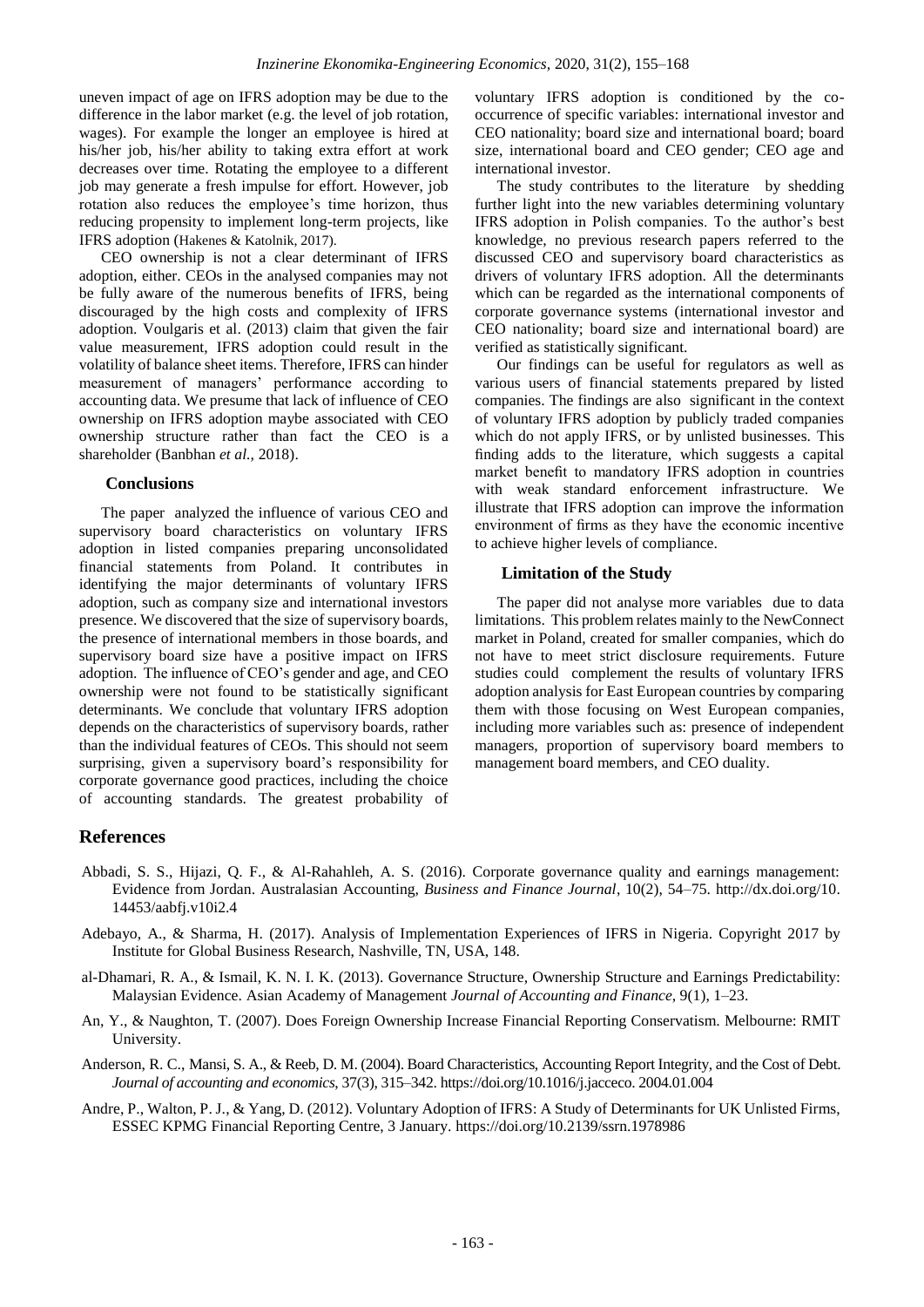uneven impact of age on IFRS adoption may be due to the difference in the labor market (e.g. the level of job rotation, wages). For example the longer an employee is hired at his/her job, his/her ability to taking extra effort at work decreases over time. Rotating the employee to a different job may generate a fresh impulse for effort. However, job rotation also reduces the employee's time horizon, thus reducing propensity to implement long-term projects, like IFRS adoption (Hakenes & Katolnik, 2017).

CEO ownership is not a clear determinant of IFRS adoption, either. CEOs in the analysed companies may not be fully aware of the numerous benefits of IFRS, being discouraged by the high costs and complexity of IFRS adoption. Voulgaris et al. (2013) claim that given the fair value measurement, IFRS adoption could result in the volatility of balance sheet items. Therefore, IFRS can hinder measurement of managers' performance according to accounting data. We presume that lack of influence of CEO ownership on IFRS adoption maybe associated with CEO ownership structure rather than fact the CEO is a shareholder (Banbhan *et al.*, 2018).

## Conclusions

The paper analyzed the influence of various CEO and supervisory board characteristics on voluntary IFRS adoption in listed companies preparing unconsolidated financial statements from Poland. It contributes in identifying the major determinants of voluntary IFRS adoption, such as company size and international investors presence. We discovered that the size of supervisory boards, the presence of international members in those boards, and supervisory board size have a positive impact on IFRS adoption. The influence of CEO's gender and age, and CEO ownership were not found to be statistically significant determinants. We conclude that voluntary IFRS adoption depends on the characteristics of supervisory boards, rather than the individual features of CEOs. This should not seem surprising, given a supervisory board's responsibility for corporate governance good practices, including the choice of accounting standards. The greatest probability of voluntary IFRS adoption is conditioned by the co-occurrence of specific variables: international investor and CEO nationality; board size and international board; board size, international board and CEO gender; CEO age and international investor.

The study contributes to the literature by shedding further light into the new variables determining voluntary IFRS adoption in Polish companies. To the author's best knowledge, no previous research papers referred to the discussed CEO and supervisory board characteristics as drivers of voluntary IFRS adoption. All the determinants which can be regarded as the international components of corporate governance systems (international investor and CEO nationality; board size and international board) are verified as statistically significant.

Our findings can be useful for regulators as well as various users of financial statements prepared by listed companies. The findings are also significant in the context of voluntary IFRS adoption by publicly traded companies which do not apply IFRS, or by unlisted businesses. This finding adds to the literature, which suggests a capital market benefit to mandatory IFRS adoption in countries with weak standard enforcement infrastructure. We illustrate that IFRS adoption can improve the information environment of firms as they have the economic incentive to achieve higher levels of compliance.

## Limitation of the Study

The paper did not analyse more variables due to data limitations. This problem relates mainly to the NewConnect market in Poland, created for smaller companies, which do not have to meet strict disclosure requirements. Future studies could complement the results of voluntary IFRS adoption analysis for East European countries by comparing them with those focusing on West European companies, including more variables such as: presence of independent managers, proportion of supervisory board members to management board members, and CEO duality.

# References

Abbadi, S. S., Hijazi, Q. F., & Al-Rahahleh, A. S. (2016). Corporate governance quality and earnings management: Evidence from Jordan. Australasian Accounting, *Business and Finance Journal*, 10(2), 54–75. http://dx.doi.org/10.14453/aabfj.v10i2.4

Adebayo, A., & Sharma, H. (2017). Analysis of Implementation Experiences of IFRS in Nigeria. Copyright 2017 by Institute for Global Business Research, Nashville, TN, USA, 148.

al-Dhamari, R. A., & Ismail, K. N. I. K. (2013). Governance Structure, Ownership Structure and Earnings Predictability: Malaysian Evidence. Asian Academy of Management *Journal of Accounting and Finance*, 9(1), 1–23.

An, Y., & Naughton, T. (2007). Does Foreign Ownership Increase Financial Reporting Conservatism. Melbourne: RMIT University.

Anderson, R. C., Mansi, S. A., & Reeb, D. M. (2004). Board Characteristics, Accounting Report Integrity, and the Cost of Debt. *Journal of accounting and economics*, 37(3), 315–342. https://doi.org/10.1016/j.jacceco.2004.01.004

Andre, P., Walton, P. J., & Yang, D. (2012). Voluntary Adoption of IFRS: A Study of Determinants for UK Unlisted Firms, ESSEC KPMG Financial Reporting Centre, 3 January. https://doi.org/10.2139/ssrn.1978986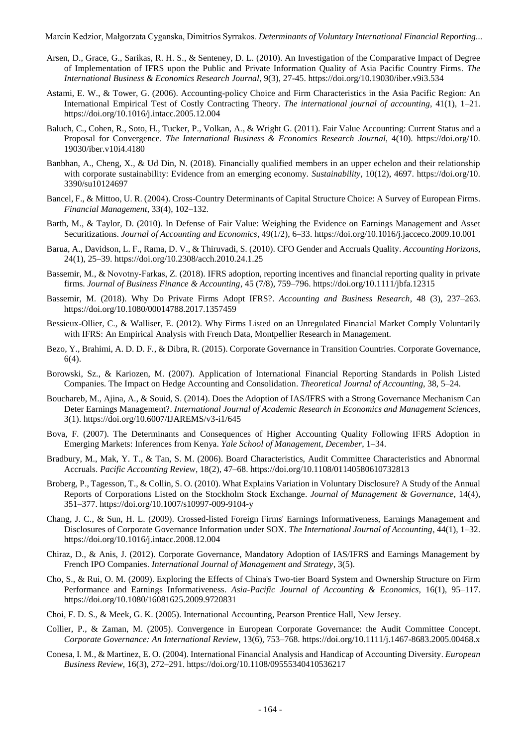Arsen, D., Grace, G., Sarikas, R. H. S., & Senteney, D. L. (2010). An Investigation of the Comparative Impact of Degree of Implementation of IFRS upon the Public and Private Information Quality of Asia Pacific Country Firms. *The International Business & Economics Research Journal*, 9(3), 27-45. https://doi.org/10.19030/iber.v9i3.534

Astami, E. W., & Tower, G. (2006). Accounting-policy Choice and Firm Characteristics in the Asia Pacific Region: An International Empirical Test of Costly Contracting Theory. *The international journal of accounting*, 41(1), 1–21. https://doi.org/10.1016/j.intacc.2005.12.004

Baluch, C., Cohen, R., Soto, H., Tucker, P., Volkan, A., & Wright G. (2011). Fair Value Accounting: Current Status and a Proposal for Convergence. *The International Business & Economics Research Journal*, 4(10). https://doi.org/10.19030/iber.v10i4.4180

Banbhan, A., Cheng, X., & Ud Din, N. (2018). Financially qualified members in an upper echelon and their relationship with corporate sustainability: Evidence from an emerging economy. *Sustainability*, 10(12), 4697. https://doi.org/10.3390/su10124697

Bancel, F., & Mittoo, U. R. (2004). Cross-Country Determinants of Capital Structure Choice: A Survey of European Firms. *Financial Management*, 33(4), 102–132.

Barth, M., & Taylor, D. (2010). In Defense of Fair Value: Weighing the Evidence on Earnings Management and Asset Securitizations. *Journal of Accounting and Economics*, 49(1/2), 6–33. https://doi.org/10.1016/j.jacceco.2009.10.001

Barua, A., Davidson, L. F., Rama, D. V., & Thiruvadi, S. (2010). CFO Gender and Accruals Quality. *Accounting Horizons*, 24(1), 25–39. https://doi.org/10.2308/acch.2010.24.1.25

Bassemir, M., & Novotny-Farkas, Z. (2018). IFRS adoption, reporting incentives and financial reporting quality in private firms. *Journal of Business Finance & Accounting*, 45 (7/8), 759–796. https://doi.org/10.1111/jbfa.12315

Bassemir, M. (2018). Why Do Private Firms Adopt IFRS?. *Accounting and Business Research*, 48 (3), 237–263. https://doi.org/10.1080/00014788.2017.1357459

Bessieux-Ollier, C., & Walliser, E. (2012). Why Firms Listed on an Unregulated Financial Market Comply Voluntarily with IFRS: An Empirical Analysis with French Data, Montpellier Research in Management.

Bezo, Y., Brahimi, A. D. D. F., & Dibra, R. (2015). Corporate Governance in Transition Countries. Corporate Governance, 6(4).

Borowski, Sz., & Kariozen, M. (2007). Application of International Financial Reporting Standards in Polish Listed Companies. The Impact on Hedge Accounting and Consolidation. *Theoretical Journal of Accounting*, 38, 5–24.

Bouchareb, M., Ajina, A., & Souid, S. (2014). Does the Adoption of IAS/IFRS with a Strong Governance Mechanism Can Deter Earnings Management?. *International Journal of Academic Research in Economics and Management Sciences*, 3(1). https://doi.org/10.6007/IJAREMS/v3-i1/645

Bova, F. (2007). The Determinants and Consequences of Higher Accounting Quality Following IFRS Adoption in Emerging Markets: Inferences from Kenya. *Yale School of Management, December*, 1–34.

Bradbury, M., Mak, Y. T., & Tan, S. M. (2006). Board Characteristics, Audit Committee Characteristics and Abnormal Accruals. *Pacific Accounting Review*, 18(2), 47–68. https://doi.org/10.1108/01140580610732813

Broberg, P., Tagesson, T., & Collin, S. O. (2010). What Explains Variation in Voluntary Disclosure? A Study of the Annual Reports of Corporations Listed on the Stockholm Stock Exchange. *Journal of Management & Governance*, 14(4), 351–377. https://doi.org/10.1007/s10997-009-9104-y

Chang, J. C., & Sun, H. L. (2009). Crossed-listed Foreign Firms' Earnings Informativeness, Earnings Management and Disclosures of Corporate Governance Information under SOX. *The International Journal of Accounting*, 44(1), 1–32. https://doi.org/10.1016/j.intacc.2008.12.004

Chiraz, D., & Anis, J. (2012). Corporate Governance, Mandatory Adoption of IAS/IFRS and Earnings Management by French IPO Companies. *International Journal of Management and Strategy*, 3(5).

Cho, S., & Rui, O. M. (2009). Exploring the Effects of China's Two-tier Board System and Ownership Structure on Firm Performance and Earnings Informativeness. *Asia-Pacific Journal of Accounting & Economics*, 16(1), 95–117. https://doi.org/10.1080/16081625.2009.9720831

Choi, F. D. S., & Meek, G. K. (2005). International Accounting, Pearson Prentice Hall, New Jersey.

Collier, P., & Zaman, M. (2005). Convergence in European Corporate Governance: the Audit Committee Concept. *Corporate Governance: An International Review*, 13(6), 753–768. https://doi.org/10.1111/j.1467-8683.2005.00468.x

Conesa, I. M., & Martinez, E. O. (2004). International Financial Analysis and Handicap of Accounting Diversity. *European Business Review*, 16(3), 272–291. https://doi.org/10.1108/09555340410536217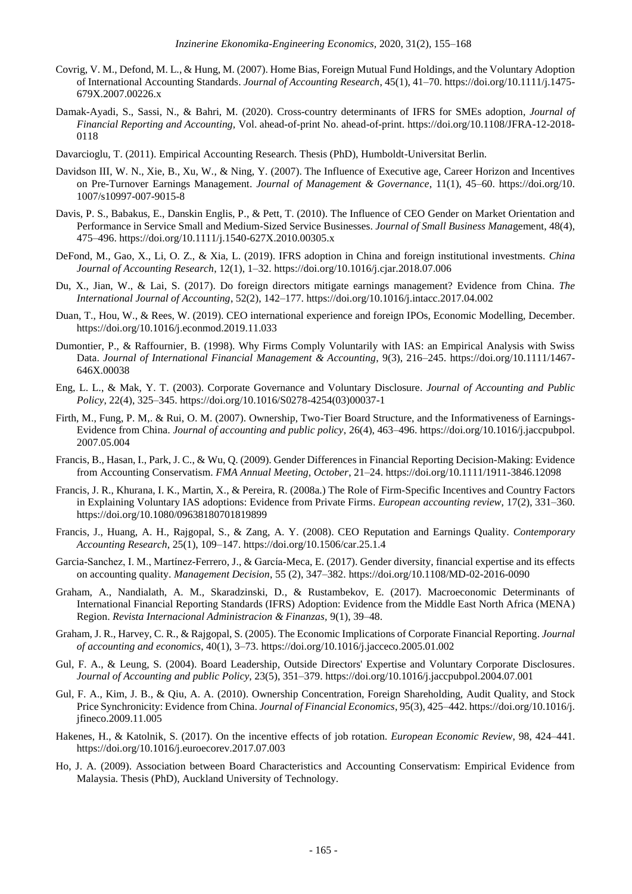Covrig, V. M., Defond, M. L., & Hung, M. (2007). Home Bias, Foreign Mutual Fund Holdings, and the Voluntary Adoption of International Accounting Standards. *Journal of Accounting Research*, 45(1), 41–70. https://doi.org/10.1111/j.1475-679X.2007.00226.x

Damak-Ayadi, S., Sassi, N., & Bahri, M. (2020). Cross-country determinants of IFRS for SMEs adoption, *Journal of Financial Reporting and Accounting,* Vol. ahead-of-print No. ahead-of-print. https://doi.org/10.1108/JFRA-12-2018-0118

Davarcioglu, T. (2011). Empirical Accounting Research. Thesis (PhD), Humboldt-Universitat Berlin.

Davidson III, W. N., Xie, B., Xu, W., & Ning, Y. (2007). The Influence of Executive age, Career Horizon and Incentives on Pre-Turnover Earnings Management. *Journal of Management & Governance*, 11(1), 45–60. https://doi.org/10.1007/s10997-007-9015-8

Davis, P. S., Babakus, E., Danskin Englis, P., & Pett, T. (2010). The Influence of CEO Gender on Market Orientation and Performance in Service Small and Medium-Sized Service Businesses. *Journal of Small Business Mana*gement, 48(4), 475–496. https://doi.org/10.1111/j.1540-627X.2010.00305.x

DeFond, M., Gao, X., Li, O. Z., & Xia, L. (2019). IFRS adoption in China and foreign institutional investments. *China Journal of Accounting Research*, 12(1), 1–32. https://doi.org/10.1016/j.cjar.2018.07.006

Du, X., Jian, W., & Lai, S. (2017). Do foreign directors mitigate earnings management? Evidence from China. *The International Journal of Accounting*, 52(2), 142–177. https://doi.org/10.1016/j.intacc.2017.04.002

Duan, T., Hou, W., & Rees, W. (2019). CEO international experience and foreign IPOs, Economic Modelling, December. https://doi.org/10.1016/j.econmod.2019.11.033

Dumontier, P., & Raffournier, B. (1998). Why Firms Comply Voluntarily with IAS: an Empirical Analysis with Swiss Data. *Journal of International Financial Management & Accounting*, 9(3), 216–245. https://doi.org/10.1111/1467-646X.00038

Eng, L. L., & Mak, Y. T. (2003). Corporate Governance and Voluntary Disclosure. *Journal of Accounting and Public Policy*, 22(4), 325–345. https://doi.org/10.1016/S0278-4254(03)00037-1

Firth, M., Fung, P. M,. & Rui, O. M. (2007). Ownership, Two-Tier Board Structure, and the Informativeness of Earnings-Evidence from China. *Journal of accounting and public policy*, 26(4), 463–496. https://doi.org/10.1016/j.jaccpubpol.2007.05.004

Francis, B., Hasan, I., Park, J. C., & Wu, Q. (2009). Gender Differences in Financial Reporting Decision-Making: Evidence from Accounting Conservatism. *FMA Annual Meeting, October*, 21–24. https://doi.org/10.1111/1911-3846.12098

Francis, J. R., Khurana, I. K., Martin, X., & Pereira, R. (2008a.) The Role of Firm-Specific Incentives and Country Factors in Explaining Voluntary IAS adoptions: Evidence from Private Firms. *European accounting review*, 17(2), 331–360. https://doi.org/10.1080/09638180701819899

Francis, J., Huang, A. H., Rajgopal, S., & Zang, A. Y. (2008). CEO Reputation and Earnings Quality. *Contemporary Accounting Research*, 25(1), 109–147. https://doi.org/10.1506/car.25.1.4

Garcia-Sanchez, I. M., Martínez-Ferrero, J., & García-Meca, E. (2017). Gender diversity, financial expertise and its effects on accounting quality. *Management Decision*, 55 (2), 347–382. https://doi.org/10.1108/MD-02-2016-0090

Graham, A., Nandialath, A. M., Skaradzinski, D., & Rustambekov, E. (2017). Macroeconomic Determinants of International Financial Reporting Standards (IFRS) Adoption: Evidence from the Middle East North Africa (MENA) Region. *Revista Internacional Administracion & Finanzas*, 9(1), 39–48.

Graham, J. R., Harvey, C. R., & Rajgopal, S. (2005). The Economic Implications of Corporate Financial Reporting. *Journal of accounting and economics*, 40(1), 3–73. https://doi.org/10.1016/j.jacceco.2005.01.002

Gul, F. A., & Leung, S. (2004). Board Leadership, Outside Directors' Expertise and Voluntary Corporate Disclosures. *Journal of Accounting and public Policy,* 23(5), 351–379. https://doi.org/10.1016/j.jaccpubpol.2004.07.001

Gul, F. A., Kim, J. B., & Qiu, A. A. (2010). Ownership Concentration, Foreign Shareholding, Audit Quality, and Stock Price Synchronicity: Evidence from China. *Journal of Financial Economics*, 95(3), 425–442. https://doi.org/10.1016/j.jfineco.2009.11.005

Hakenes, H., & Katolnik, S. (2017). On the incentive effects of job rotation. *European Economic Review*, 98, 424–441. https://doi.org/10.1016/j.euroecorev.2017.07.003

Ho, J. A. (2009). Association between Board Characteristics and Accounting Conservatism: Empirical Evidence from Malaysia. Thesis (PhD), Auckland University of Technology.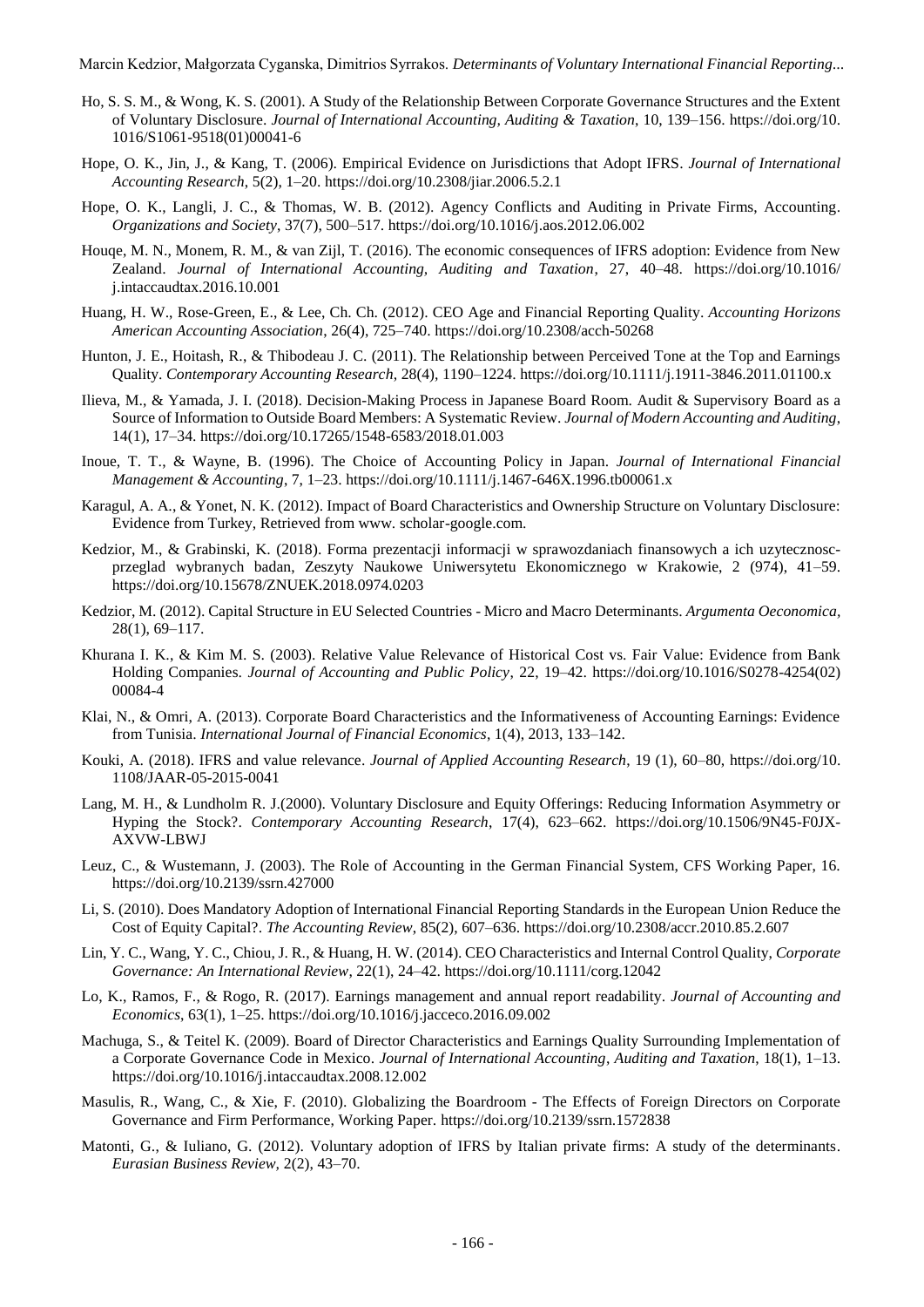Ho, S. S. M., & Wong, K. S. (2001). A Study of the Relationship Between Corporate Governance Structures and the Extent of Voluntary Disclosure. *Journal of International Accounting, Auditing & Taxation*, 10, 139–156. https://doi.org/10.1016/S1061-9518(01)00041-6

Hope, O. K., Jin, J., & Kang, T. (2006). Empirical Evidence on Jurisdictions that Adopt IFRS. *Journal of International Accounting Research*, 5(2), 1–20. https://doi.org/10.2308/jiar.2006.5.2.1

Hope, O. K., Langli, J. C., & Thomas, W. B. (2012). Agency Conflicts and Auditing in Private Firms, Accounting. *Organizations and Society*, 37(7), 500–517. https://doi.org/10.1016/j.aos.2012.06.002

Houqe, M. N., Monem, R. M., & van Zijl, T. (2016). The economic consequences of IFRS adoption: Evidence from New Zealand. *Journal of International Accounting, Auditing and Taxation*, 27, 40–48. https://doi.org/10.1016/j.intaccaudtax.2016.10.001

Huang, H. W., Rose-Green, E., & Lee, Ch. Ch. (2012). CEO Age and Financial Reporting Quality. *Accounting Horizons American Accounting Association*, 26(4), 725–740. https://doi.org/10.2308/acch-50268

Hunton, J. E., Hoitash, R., & Thibodeau J. C. (2011). The Relationship between Perceived Tone at the Top and Earnings Quality. *Contemporary Accounting Research*, 28(4), 1190–1224. https://doi.org/10.1111/j.1911-3846.2011.01100.x

Ilieva, M., & Yamada, J. I. (2018). Decision-Making Process in Japanese Board Room. Audit & Supervisory Board as a Source of Information to Outside Board Members: A Systematic Review. *Journal of Modern Accounting and Auditing*, 14(1), 17–34. https://doi.org/10.17265/1548-6583/2018.01.003

Inoue, T. T., & Wayne, B. (1996). The Choice of Accounting Policy in Japan. *Journal of International Financial Management & Accounting*, 7, 1–23. https://doi.org/10.1111/j.1467-646X.1996.tb00061.x

Karagul, A. A., & Yonet, N. K. (2012). Impact of Board Characteristics and Ownership Structure on Voluntary Disclosure: Evidence from Turkey, Retrieved from www. scholar-google.com.

Kedzior, M., & Grabinski, K. (2018). Forma prezentacji informacji w sprawozdaniach finansowych a ich uzytecznosc-przeglad wybranych badan, Zeszyty Naukowe Uniwersytetu Ekonomicznego w Krakowie, 2 (974), 41–59. https://doi.org/10.15678/ZNUEK.2018.0974.0203

Kedzior, M. (2012). Capital Structure in EU Selected Countries - Micro and Macro Determinants. *Argumenta Oeconomica*, 28(1), 69–117.

Khurana I. K., & Kim M. S. (2003). Relative Value Relevance of Historical Cost vs. Fair Value: Evidence from Bank Holding Companies. *Journal of Accounting and Public Policy*, 22, 19–42. https://doi.org/10.1016/S0278-4254(02)00084-4

Klai, N., & Omri, A. (2013). Corporate Board Characteristics and the Informativeness of Accounting Earnings: Evidence from Tunisia. *International Journal of Financial Economics*, 1(4), 2013, 133–142.

Kouki, A. (2018). IFRS and value relevance. *Journal of Applied Accounting Research*, 19 (1), 60–80, https://doi.org/10.1108/JAAR-05-2015-0041

Lang, M. H., & Lundholm R. J.(2000). Voluntary Disclosure and Equity Offerings: Reducing Information Asymmetry or Hyping the Stock?. *Contemporary Accounting Research*, 17(4), 623–662. https://doi.org/10.1506/9N45-F0JX-AXVW-LBWJ

Leuz, C., & Wustemann, J. (2003). The Role of Accounting in the German Financial System, CFS Working Paper, 16. https://doi.org/10.2139/ssrn.427000

Li, S. (2010). Does Mandatory Adoption of International Financial Reporting Standards in the European Union Reduce the Cost of Equity Capital?. *The Accounting Review*, 85(2), 607–636. https://doi.org/10.2308/accr.2010.85.2.607

Lin, Y. C., Wang, Y. C., Chiou, J. R., & Huang, H. W. (2014). CEO Characteristics and Internal Control Quality, *Corporate Governance: An International Review*, 22(1), 24–42. https://doi.org/10.1111/corg.12042

Lo, K., Ramos, F., & Rogo, R. (2017). Earnings management and annual report readability. *Journal of Accounting and Economics*, 63(1), 1–25. https://doi.org/10.1016/j.jacceco.2016.09.002

Machuga, S., & Teitel K. (2009). Board of Director Characteristics and Earnings Quality Surrounding Implementation of a Corporate Governance Code in Mexico. *Journal of International Accounting, Auditing and Taxation*, 18(1), 1–13. https://doi.org/10.1016/j.intaccaudtax.2008.12.002

Masulis, R., Wang, C., & Xie, F. (2010). Globalizing the Boardroom - The Effects of Foreign Directors on Corporate Governance and Firm Performance, Working Paper. https://doi.org/10.2139/ssrn.1572838

Matonti, G., & Iuliano, G. (2012). Voluntary adoption of IFRS by Italian private firms: A study of the determinants. *Eurasian Business Review*, 2(2), 43–70.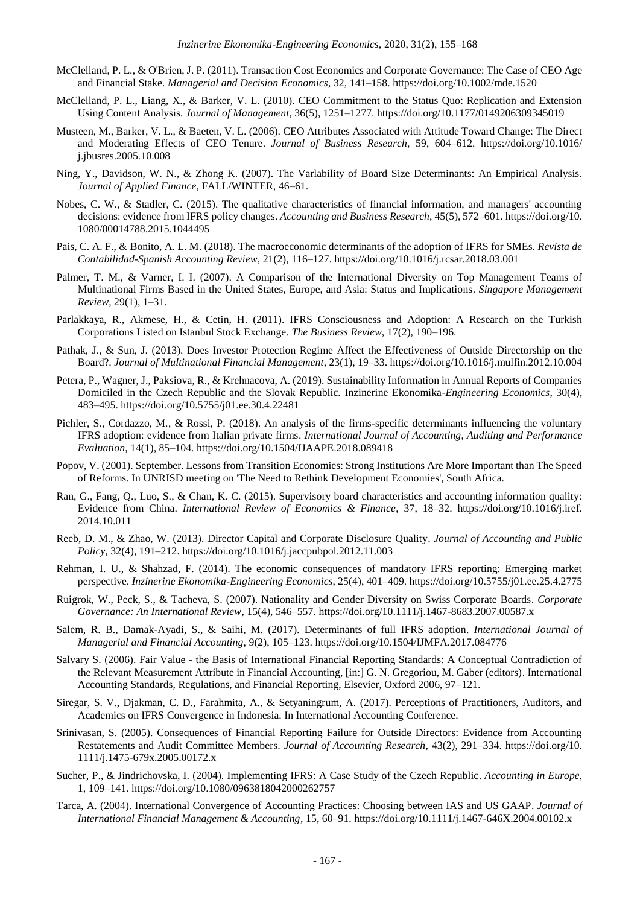McClelland, P. L., & O'Brien, J. P. (2011). Transaction Cost Economics and Corporate Governance: The Case of CEO Age and Financial Stake. *Managerial and Decision Economics*, 32, 141–158. https://doi.org/10.1002/mde.1520

McClelland, P. L., Liang, X., & Barker, V. L. (2010). CEO Commitment to the Status Quo: Replication and Extension Using Content Analysis. *Journal of Management*, 36(5), 1251–1277. https://doi.org/10.1177/0149206309345019

Musteen, M., Barker, V. L., & Baeten, V. L. (2006). CEO Attributes Associated with Attitude Toward Change: The Direct and Moderating Effects of CEO Tenure. *Journal of Business Research,* 59, 604–612. https://doi.org/10.1016/j.jbusres.2005.10.008

Ning, Y., Davidson, W. N., & Zhong K. (2007). The Varlability of Board Size Determinants: An Empirical Analysis. *Journal of Applied Finance*, FALL/WINTER, 46–61.

Nobes, C. W., & Stadler, C. (2015). The qualitative characteristics of financial information, and managers' accounting decisions: evidence from IFRS policy changes. *Accounting and Business Research*, 45(5), 572–601. https://doi.org/10.1080/00014788.2015.1044495

Pais, C. A. F., & Bonito, A. L. M. (2018). The macroeconomic determinants of the adoption of IFRS for SMEs. *Revista de Contabilidad-Spanish Accounting Review*, 21(2), 116–127. https://doi.org/10.1016/j.rcsar.2018.03.001

Palmer, T. M., & Varner, I. I. (2007). A Comparison of the International Diversity on Top Management Teams of Multinational Firms Based in the United States, Europe, and Asia: Status and Implications. *Singapore Management Review*, 29(1), 1–31.

Parlakkaya, R., Akmese, H., & Cetin, H. (2011). IFRS Consciousness and Adoption: A Research on the Turkish Corporations Listed on Istanbul Stock Exchange. *The Business Review*, 17(2), 190–196.

Pathak, J., & Sun, J. (2013). Does Investor Protection Regime Affect the Effectiveness of Outside Directorship on the Board?. *Journal of Multinational Financial Management*, 23(1), 19–33. https://doi.org/10.1016/j.mulfin.2012.10.004

Petera, P., Wagner, J., Paksiova, R., & Krehnacova, A. (2019). Sustainability Information in Annual Reports of Companies Domiciled in the Czech Republic and the Slovak Republic. Inzinerine Ekonomika-*Engineering Economics*, 30(4), 483–495. https://doi.org/10.5755/j01.ee.30.4.22481

Pichler, S., Cordazzo, M., & Rossi, P. (2018). An analysis of the firms-specific determinants influencing the voluntary IFRS adoption: evidence from Italian private firms. *International Journal of Accounting, Auditing and Performance Evaluation*, 14(1), 85–104. https://doi.org/10.1504/IJAAPE.2018.089418

Popov, V. (2001). September. Lessons from Transition Economies: Strong Institutions Are More Important than The Speed of Reforms. In UNRISD meeting on 'The Need to Rethink Development Economies', South Africa.

Ran, G., Fang, Q., Luo, S., & Chan, K. C. (2015). Supervisory board characteristics and accounting information quality: Evidence from China. *International Review of Economics & Finance*, 37, 18–32. https://doi.org/10.1016/j.iref.2014.10.011

Reeb, D. M., & Zhao, W. (2013). Director Capital and Corporate Disclosure Quality. *Journal of Accounting and Public Policy,* 32(4), 191–212. https://doi.org/10.1016/j.jaccpubpol.2012.11.003

Rehman, I. U., & Shahzad, F. (2014). The economic consequences of mandatory IFRS reporting: Emerging market perspective. *Inzinerine Ekonomika-Engineering Economics*, 25(4), 401–409. https://doi.org/10.5755/j01.ee.25.4.2775

Ruigrok, W., Peck, S., & Tacheva, S. (2007). Nationality and Gender Diversity on Swiss Corporate Boards. *Corporate Governance: An International Review*, 15(4), 546–557. https://doi.org/10.1111/j.1467-8683.2007.00587.x

Salem, R. B., Damak-Ayadi, S., & Saihi, M. (2017). Determinants of full IFRS adoption. *International Journal of Managerial and Financial Accounting,* 9(2), 105–123. https://doi.org/10.1504/IJMFA.2017.084776

Salvary S. (2006). Fair Value - the Basis of International Financial Reporting Standards: A Conceptual Contradiction of the Relevant Measurement Attribute in Financial Accounting, [in:] G. N. Gregoriou, M. Gaber (editors). International Accounting Standards, Regulations, and Financial Reporting, Elsevier, Oxford 2006, 97–121.

Siregar, S. V., Djakman, C. D., Farahmita, A., & Setyaningrum, A. (2017). Perceptions of Practitioners, Auditors, and Academics on IFRS Convergence in Indonesia. In International Accounting Conference.

Srinivasan, S. (2005). Consequences of Financial Reporting Failure for Outside Directors: Evidence from Accounting Restatements and Audit Committee Members. *Journal of Accounting Research*, 43(2), 291–334. https://doi.org/10.1111/j.1475-679x.2005.00172.x

Sucher, P., & Jindrichovska, I. (2004). Implementing IFRS: A Case Study of the Czech Republic. *Accounting in Europe*, 1, 109–141. https://doi.org/10.1080/0963818042000262757

Tarca, A. (2004). International Convergence of Accounting Practices: Choosing between IAS and US GAAP. *Journal of International Financial Management & Accounting*, 15, 60–91. https://doi.org/10.1111/j.1467-646X.2004.00102.x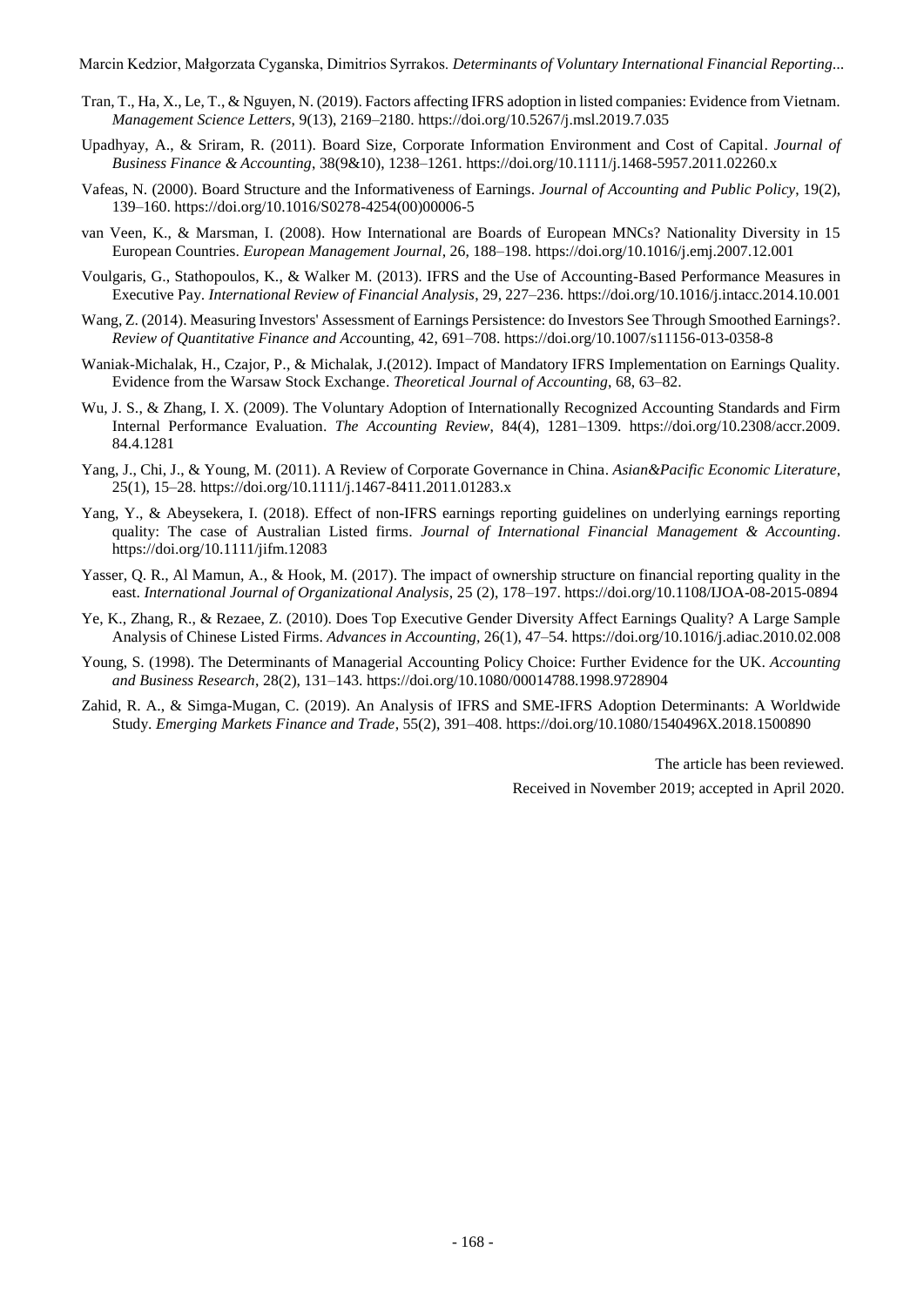Tran, T., Ha, X., Le, T., & Nguyen, N. (2019). Factors affecting IFRS adoption in listed companies: Evidence from Vietnam. *Management Science Letters,* 9(13), 2169–2180. https://doi.org/10.5267/j.msl.2019.7.035

Upadhyay, A., & Sriram, R. (2011). Board Size, Corporate Information Environment and Cost of Capital. *Journal of Business Finance & Accounting*, 38(9&10), 1238–1261. https://doi.org/10.1111/j.1468-5957.2011.02260.x

Vafeas, N. (2000). Board Structure and the Informativeness of Earnings. *Journal of Accounting and Public Policy*, 19(2), 139–160. https://doi.org/10.1016/S0278-4254(00)00006-5

van Veen, K., & Marsman, I. (2008). How International are Boards of European MNCs? Nationality Diversity in 15 European Countries. *European Management Journal,* 26, 188–198. https://doi.org/10.1016/j.emj.2007.12.001

Voulgaris, G., Stathopoulos, K., & Walker M. (2013). IFRS and the Use of Accounting-Based Performance Measures in Executive Pay. *International Review of Financial Analysis*, 29, 227–236. https://doi.org/10.1016/j.intacc.2014.10.001

Wang, Z. (2014). Measuring Investors' Assessment of Earnings Persistence: do Investors See Through Smoothed Earnings?. *Review of Quantitative Finance and Acco*unting, 42, 691–708. https://doi.org/10.1007/s11156-013-0358-8

Waniak-Michalak, H., Czajor, P., & Michalak, J.(2012). Impact of Mandatory IFRS Implementation on Earnings Quality. Evidence from the Warsaw Stock Exchange. *Theoretical Journal of Accounting*, 68, 63–82.

Wu, J. S., & Zhang, I. X. (2009). The Voluntary Adoption of Internationally Recognized Accounting Standards and Firm Internal Performance Evaluation. *The Accounting Review*, 84(4), 1281–1309. https://doi.org/10.2308/accr.2009.84.4.1281

Yang, J., Chi, J., & Young, M. (2011). A Review of Corporate Governance in China. *Asian&Pacific Economic Literature*, 25(1), 15–28. https://doi.org/10.1111/j.1467-8411.2011.01283.x

Yang, Y., & Abeysekera, I. (2018). Effect of non-IFRS earnings reporting guidelines on underlying earnings reporting quality: The case of Australian Listed firms. *Journal of International Financial Management & Accounting*. https://doi.org/10.1111/jifm.12083

Yasser, Q. R., Al Mamun, A., & Hook, M. (2017). The impact of ownership structure on financial reporting quality in the east. *International Journal of Organizational Analysis*, 25 (2), 178–197. https://doi.org/10.1108/IJOA-08-2015-0894

Ye, K., Zhang, R., & Rezaee, Z. (2010). Does Top Executive Gender Diversity Affect Earnings Quality? A Large Sample Analysis of Chinese Listed Firms. *Advances in Accounting,* 26(1), 47–54. https://doi.org/10.1016/j.adiac.2010.02.008

Young, S. (1998). The Determinants of Managerial Accounting Policy Choice: Further Evidence for the UK. *Accounting and Business Research*, 28(2), 131–143. https://doi.org/10.1080/00014788.1998.9728904

Zahid, R. A., & Simga-Mugan, C. (2019). An Analysis of IFRS and SME-IFRS Adoption Determinants: A Worldwide Study. *Emerging Markets Finance and Trade*, 55(2), 391–408. https://doi.org/10.1080/1540496X.2018.1500890

The article has been reviewed.

Received in November 2019; accepted in April 2020.